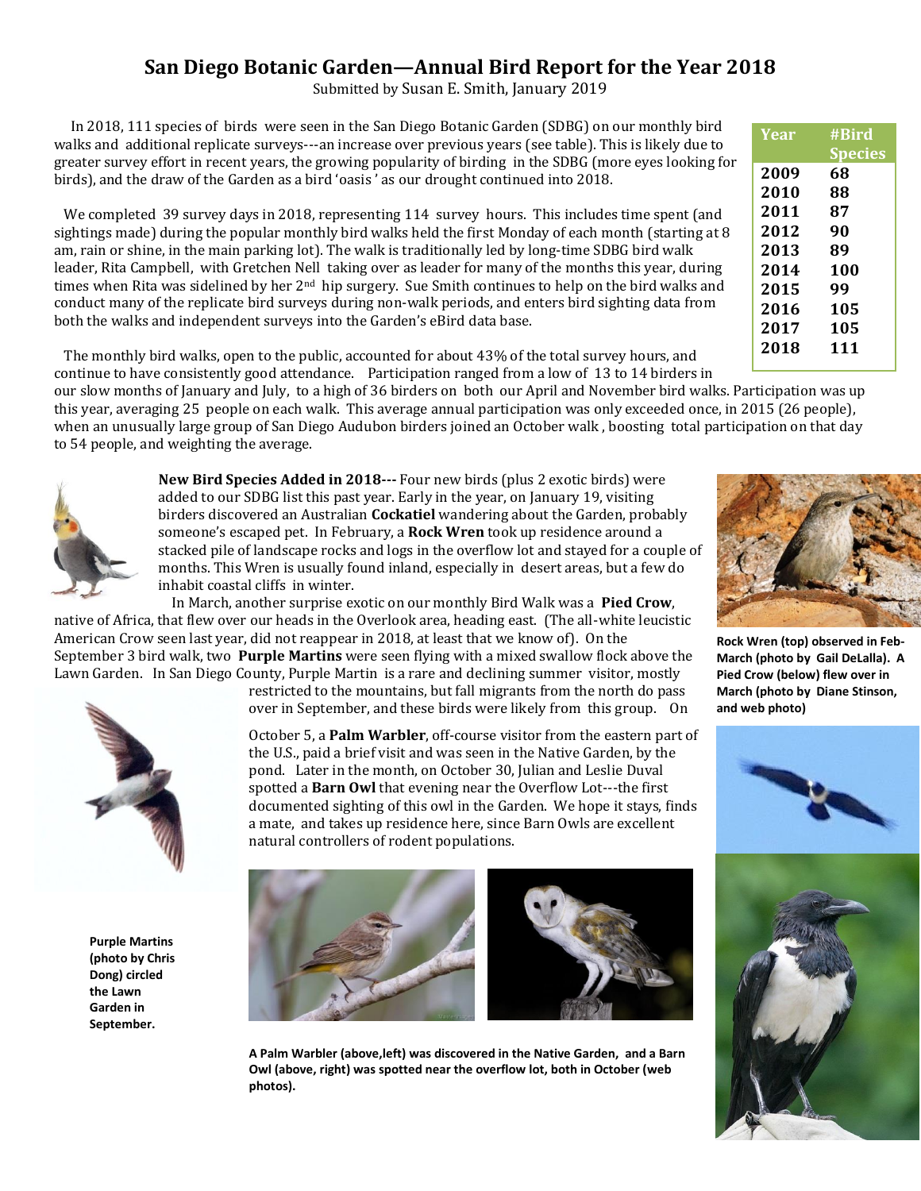# San Diego Botanic Garden—Annual Bird Report for the Year 2018

Submitted by Susan E. Smith, January 2019

| Year | #Bird Species |
|---|---|
| 2009 | 68 |
| 2010 | 88 |
| 2011 | 87 |
| 2012 | 90 |
| 2013 | 89 |
| 2014 | 100 |
| 2015 | 99 |
| 2016 | 105 |
| 2017 | 105 |
| 2018 | 111 |

In 2018, 111 species of birds were seen in the San Diego Botanic Garden (SDBG) on our monthly bird walks and additional replicate surveys---an increase over previous years (see table). This is likely due to greater survey effort in recent years, the growing popularity of birding in the SDBG (more eyes looking for birds), and the draw of the Garden as a bird 'oasis' as our drought continued into 2018.

We completed 39 survey days in 2018, representing 114 survey hours. This includes time spent (and sightings made) during the popular monthly bird walks held the first Monday of each month (starting at 8 am, rain or shine, in the main parking lot). The walk is traditionally led by long-time SDBG bird walk leader, Rita Campbell, with Gretchen Nell taking over as leader for many of the months this year, during times when Rita was sidelined by her 2nd hip surgery. Sue Smith continues to help on the bird walks and conduct many of the replicate bird surveys during non-walk periods, and enters bird sighting data from both the walks and independent surveys into the Garden's eBird data base.

The monthly bird walks, open to the public, accounted for about 43% of the total survey hours, and continue to have consistently good attendance. Participation ranged from a low of 13 to 14 birders in our slow months of January and July, to a high of 36 birders on both our April and November bird walks. Participation was up this year, averaging 25 people on each walk. This average annual participation was only exceeded once, in 2015 (26 people), when an unusually large group of San Diego Audubon birders joined an October walk, boosting total participation on that day to 54 people, and weighting the average.

**New Bird Species Added in 2018---** Four new birds (plus 2 exotic birds) were added to our SDBG list this past year. Early in the year, on January 19, visiting birders discovered an Australian **Cockatiel** wandering about the Garden, probably someone's escaped pet. In February, a **Rock Wren** took up residence around a stacked pile of landscape rocks and logs in the overflow lot and stayed for a couple of months. This Wren is usually found inland, especially in desert areas, but a few do inhabit coastal cliffs in winter.

In March, another surprise exotic on our monthly Bird Walk was a **Pied Crow**, native of Africa, that flew over our heads in the Overlook area, heading east. (The all-white leucistic American Crow seen last year, did not reappear in 2018, at least that we know of). On the September 3 bird walk, two **Purple Martins** were seen flying with a mixed swallow flock above the Lawn Garden. In San Diego County, Purple Martin is a rare and declining summer visitor, mostly restricted to the mountains, but fall migrants from the north do pass over in September, and these birds were likely from this group. On October 5, a **Palm Warbler**, off-course visitor from the eastern part of the U.S., paid a brief visit and was seen in the Native Garden, by the pond. Later in the month, on October 30, Julian and Leslie Duval spotted a **Barn Owl** that evening near the Overflow Lot---the first documented sighting of this owl in the Garden. We hope it stays, finds a mate, and takes up residence here, since Barn Owls are excellent natural controllers of rodent populations.

**Rock Wren (top) observed in Feb-March (photo by Gail DeLalla). A Pied Crow (below) flew over in March (photo by Diane Stinson, and web photo)**

**Purple Martins (photo by Chris Dong) circled the Lawn Garden in September.**

**A Palm Warbler (above, left) was discovered in the Native Garden, and a Barn Owl (above, right) was spotted near the overflow lot, both in October (web photos).**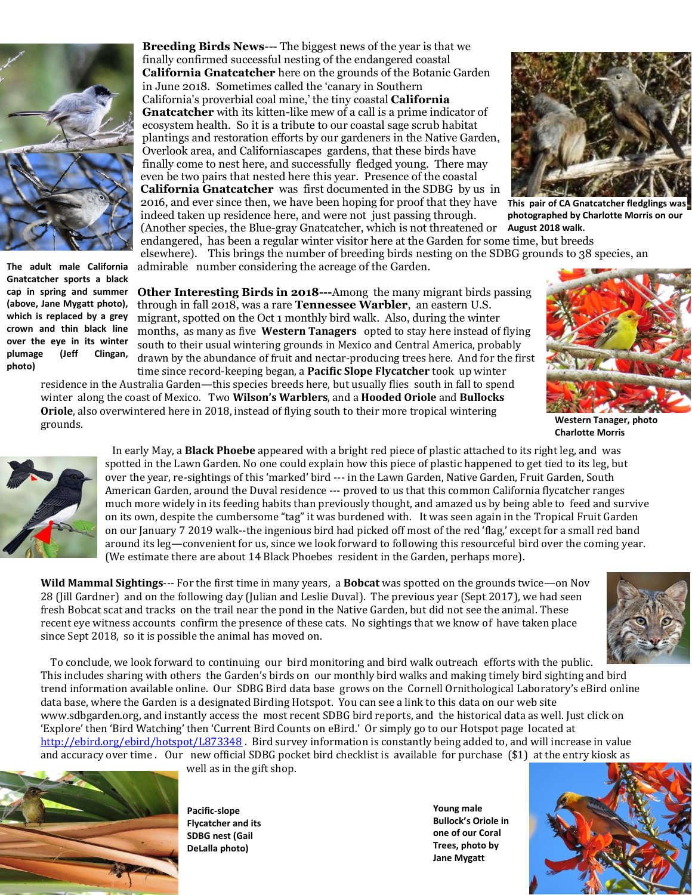**Breeding Birds News**--- The biggest news of the year is that we finally confirmed successful nesting of the endangered coastal **California Gnatcatcher** here on the grounds of the Botanic Garden in June 2018. Sometimes called the 'canary in Southern California's proverbial coal mine,' the tiny coastal **California Gnatcatcher** with its kitten-like mew of a call is a prime indicator of ecosystem health. So it is a tribute to our coastal sage scrub habitat plantings and restoration efforts by our gardeners in the Native Garden, Overlook area, and Californiascapes gardens, that these birds have finally come to nest here, and successfully fledged young. There may even be two pairs that nested here this year. Presence of the coastal **California Gnatcatcher** was first documented in the SDBG by us in 2016, and ever since then, we have been hoping for proof that they have indeed taken up residence here, and were not just passing through. (Another species, the Blue-gray Gnatcatcher, which is not threatened or endangered, has been a regular winter visitor here at the Garden for some time, but breeds elsewhere). This brings the number of breeding birds nesting on the SDBG grounds to 38 species, an admirable number considering the acreage of the Garden.

**The adult male California Gnatcatcher sports a black cap in spring and summer (above, Jane Mygatt photo), which is replaced by a grey crown and thin black line over the eye in its winter plumage (Jeff Clingan, photo)**

**This pair of CA Gnatcatcher fledglings was photographed by Charlotte Morris on our August 2018 walk.**

**Other Interesting Birds in 2018---**Among the many migrant birds passing through in fall 2018, was a rare **Tennessee Warbler**, an eastern U.S. migrant, spotted on the Oct 1 monthly bird walk. Also, during the winter months, as many as five **Western Tanagers** opted to stay here instead of flying south to their usual wintering grounds in Mexico and Central America, probably drawn by the abundance of fruit and nectar-producing trees here. And for the first time since record-keeping began, a **Pacific Slope Flycatcher** took up winter residence in the Australia Garden—this species breeds here, but usually flies south in fall to spend winter along the coast of Mexico. Two **Wilson's Warblers**, and a **Hooded Oriole** and **Bullocks Oriole**, also overwintered here in 2018, instead of flying south to their more tropical wintering grounds.

**Western Tanager, photo Charlotte Morris**

In early May, a **Black Phoebe** appeared with a bright red piece of plastic attached to its right leg, and was spotted in the Lawn Garden. No one could explain how this piece of plastic happened to get tied to its leg, but over the year, re-sightings of this 'marked' bird --- in the Lawn Garden, Native Garden, Fruit Garden, South American Garden, around the Duval residence --- proved to us that this common California flycatcher ranges much more widely in its feeding habits than previously thought, and amazed us by being able to feed and survive on its own, despite the cumbersome "tag" it was burdened with. It was seen again in the Tropical Fruit Garden on our January 7 2019 walk--the ingenious bird had picked off most of the red 'flag,' except for a small red band around its leg—convenient for us, since we look forward to following this resourceful bird over the coming year. (We estimate there are about 14 Black Phoebes resident in the Garden, perhaps more).

**Wild Mammal Sightings**--- For the first time in many years, a **Bobcat** was spotted on the grounds twice—on Nov 28 (Jill Gardner) and on the following day (Julian and Leslie Duval). The previous year (Sept 2017), we had seen fresh Bobcat scat and tracks on the trail near the pond in the Native Garden, but did not see the animal. These recent eye witness accounts confirm the presence of these cats. No sightings that we know of have taken place since Sept 2018, so it is possible the animal has moved on.

To conclude, we look forward to continuing our bird monitoring and bird walk outreach efforts with the public. This includes sharing with others the Garden's birds on our monthly bird walks and making timely bird sighting and bird trend information available online. Our SDBG Bird data base grows on the Cornell Ornithological Laboratory's eBird online data base, where the Garden is a designated Birding Hotspot. You can see a link to this data on our web site www.sdbgarden.org, and instantly access the most recent SDBG bird reports, and the historical data as well. Just click on 'Explore' then 'Bird Watching' then 'Current Bird Counts on eBird.' Or simply go to our Hotspot page located at http://ebird.org/ebird/hotspot/L873348 . Bird survey information is constantly being added to, and will increase in value and accuracy over time . Our new official SDBG pocket bird checklist is available for purchase ($1) at the entry kiosk as well as in the gift shop.

**Pacific-slope Flycatcher and its SDBG nest (Gail DeLalla photo)**

**Young male Bullock's Oriole in one of our Coral Trees, photo by Jane Mygatt**